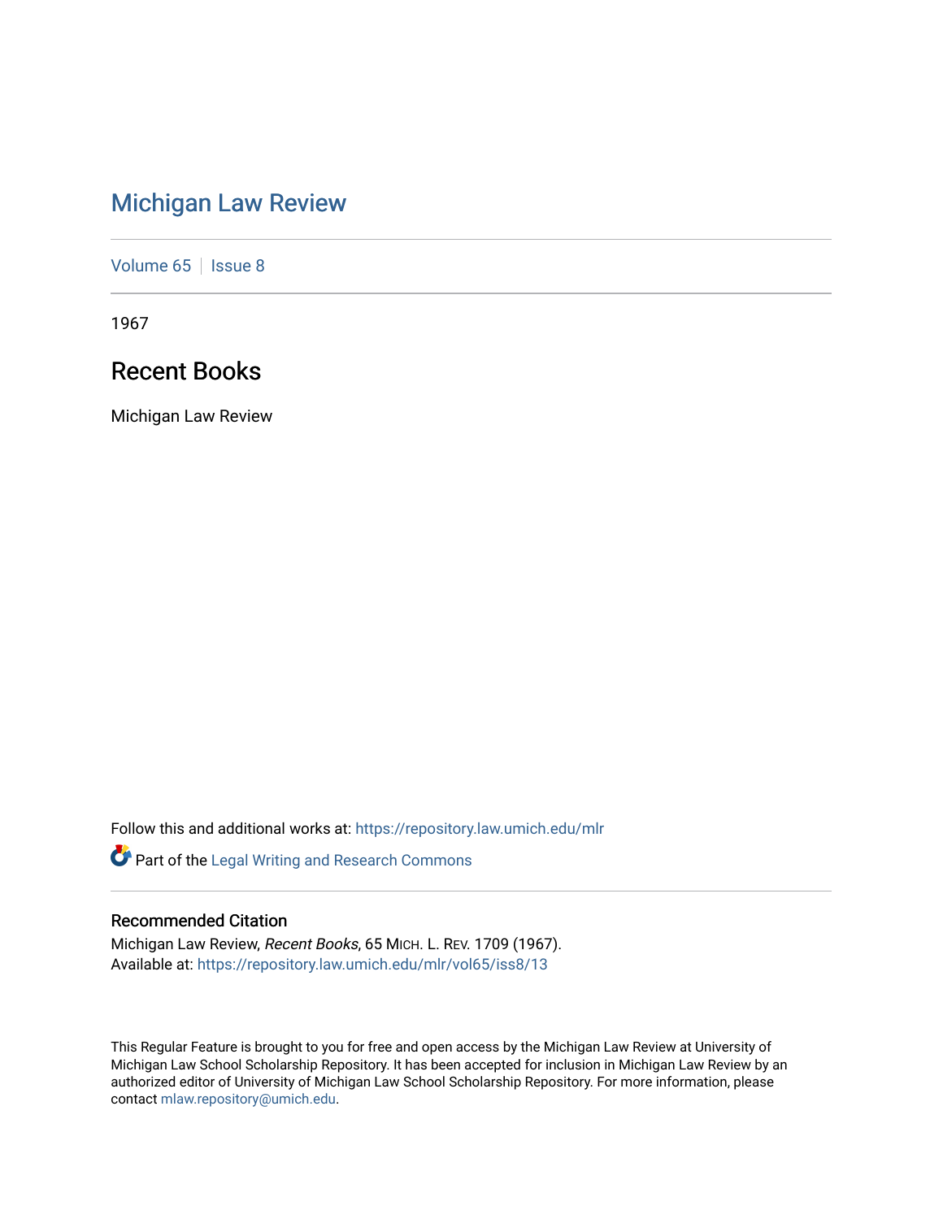# Michigan Law Review

Volume 65 | Issue 8

1967

## Recent Books

Michigan Law Review

Follow this and additional works at: https://repository.law.umich.edu/mlr

Part of the Legal Writing and Research Commons

### Recommended Citation

Michigan Law Review, *Recent Books*, 65 MICH. L. REV. 1709 (1967).
Available at: https://repository.law.umich.edu/mlr/vol65/iss8/13

This Regular Feature is brought to you for free and open access by the Michigan Law Review at University of Michigan Law School Scholarship Repository. It has been accepted for inclusion in Michigan Law Review by an authorized editor of University of Michigan Law School Scholarship Repository. For more information, please contact mlaw.repository@umich.edu.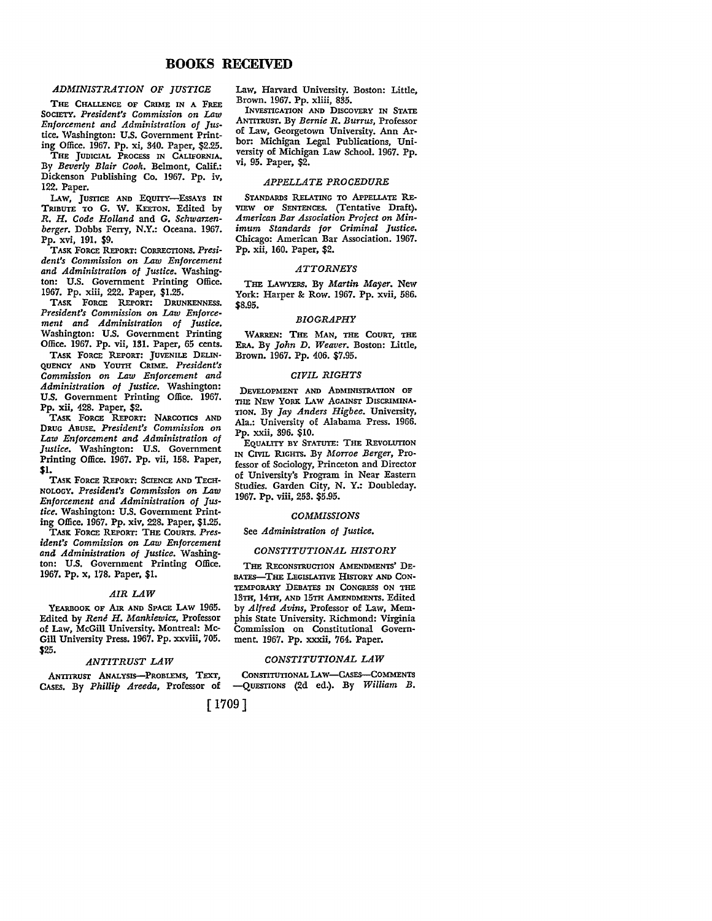# BOOKS RECEIVED

### *ADMINISTRATION OF JUSTICE*

THE CHALLENGE OF CRIME IN A FREE SOCIETY. *President's Commission on Law Enforcement and Administration of Justice.* Washington: U.S. Government Printing Office. 1967. Pp. xi, 340. Paper, $2.25.

THE JUDICIAL PROCESS IN CALIFORNIA. By *Beverly Blair Cook.* Belmont, Calif.: Dickenson Publishing Co. 1967. Pp. iv, 122. Paper.

LAW, JUSTICE AND EQUITY—ESSAYS IN TRIBUTE TO G. W. KEETON. Edited by *R. H. Code Holland* and *G. Schwarzenberger.* Dobbs Ferry, N.Y.: Oceana. 1967. Pp. xvi, 191. $9.

TASK FORCE REPORT: CORRECTIONS. *President's Commission on Law Enforcement and Administration of Justice.* Washington: U.S. Government Printing Office. 1967. Pp. xiii, 222. Paper, $1.25.

TASK FORCE REPORT: DRUNKENNESS. *President's Commission on Law Enforcement and Administration of Justice.* Washington: U.S. Government Printing Office. 1967. Pp. vii, 131. Paper, 65 cents.

TASK FORCE REPORT: JUVENILE DELINQUENCY AND YOUTH CRIME. *President's Commission on Law Enforcement and Administration of Justice.* Washington: U.S. Government Printing Office. 1967. Pp. xii, 428. Paper, $2.

TASK FORCE REPORT: NARCOTICS AND DRUG ABUSE. *President's Commission on Law Enforcement and Administration of Justice.* Washington: U.S. Government Printing Office. 1967. Pp. vii, 158. Paper, $1.

TASK FORCE REPORT: SCIENCE AND TECHNOLOGY. *President's Commission on Law Enforcement and Administration of Justice.* Washington: U.S. Government Printing Office. 1967. Pp. xiv, 228. Paper, $1.25.

TASK FORCE REPORT: THE COURTS. *President's Commission on Law Enforcement and Administration of Justice.* Washington: U.S. Government Printing Office. 1967. Pp. x, 178. Paper, $1.

### *AIR LAW*

YEARBOOK OF AIR AND SPACE LAW 1965. Edited by *René H. Mankiewicz,* Professor of Law, McGill University. Montreal: McGill University Press. 1967. Pp. xxviii, 705. $25.

### *ANTITRUST LAW*

ANTITRUST ANALYSIS—PROBLEMS, TEXT, CASES. By *Phillip Areeda,* Professor of Law, Harvard University. Boston: Little, Brown. 1967. Pp. xliii, 835.

INVESTIGATION AND DISCOVERY IN STATE ANTITRUST. By *Bernie R. Burrus,* Professor of Law, Georgetown University. Ann Arbor: Michigan Legal Publications, University of Michigan Law School. 1967. Pp. vi, 95. Paper, $2.

### *APPELLATE PROCEDURE*

STANDARDS RELATING TO APPELLATE REVIEW OF SENTENCES. (Tentative Draft). *American Bar Association Project on Minimum Standards for Criminal Justice.* Chicago: American Bar Association. 1967. Pp. xii, 160. Paper, $2.

### *ATTORNEYS*

THE LAWYERS. By *Martin Mayer.* New York: Harper & Row. 1967. Pp. xvii, 586. $8.95.

### *BIOGRAPHY*

WARREN: THE MAN, THE COURT, THE ERA. By *John D. Weaver.* Boston: Little, Brown. 1967. Pp. 406. $7.95.

### *CIVIL RIGHTS*

DEVELOPMENT AND ADMINISTRATION OF THE NEW YORK LAW AGAINST DISCRIMINATION. By *Jay Anders Higbee.* University, Ala.: University of Alabama Press. 1966. Pp. xxii, 396. $10.

EQUALITY BY STATUTE: THE REVOLUTION IN CIVIL RIGHTS. By *Morroe Berger,* Professor of Sociology, Princeton and Director of University's Program in Near Eastern Studies. Garden City, N. Y.: Doubleday. 1967. Pp. viii, 253. $5.95.

### *COMMISSIONS*

See *Administration of Justice.*

### *CONSTITUTIONAL HISTORY*

THE RECONSTRUCTION AMENDMENTS' DEBATES—THE LEGISLATIVE HISTORY AND CONTEMPORARY DEBATES IN CONGRESS ON THE 13TH, 14TH, AND 15TH AMENDMENTS. Edited by *Alfred Avins,* Professor of Law, Memphis State University. Richmond: Virginia Commission on Constitutional Government. 1967. Pp. xxxii, 764. Paper.

### *CONSTITUTIONAL LAW*

CONSTITUTIONAL LAW—CASES—COMMENTS—QUESTIONS (2d ed.). By *William B.*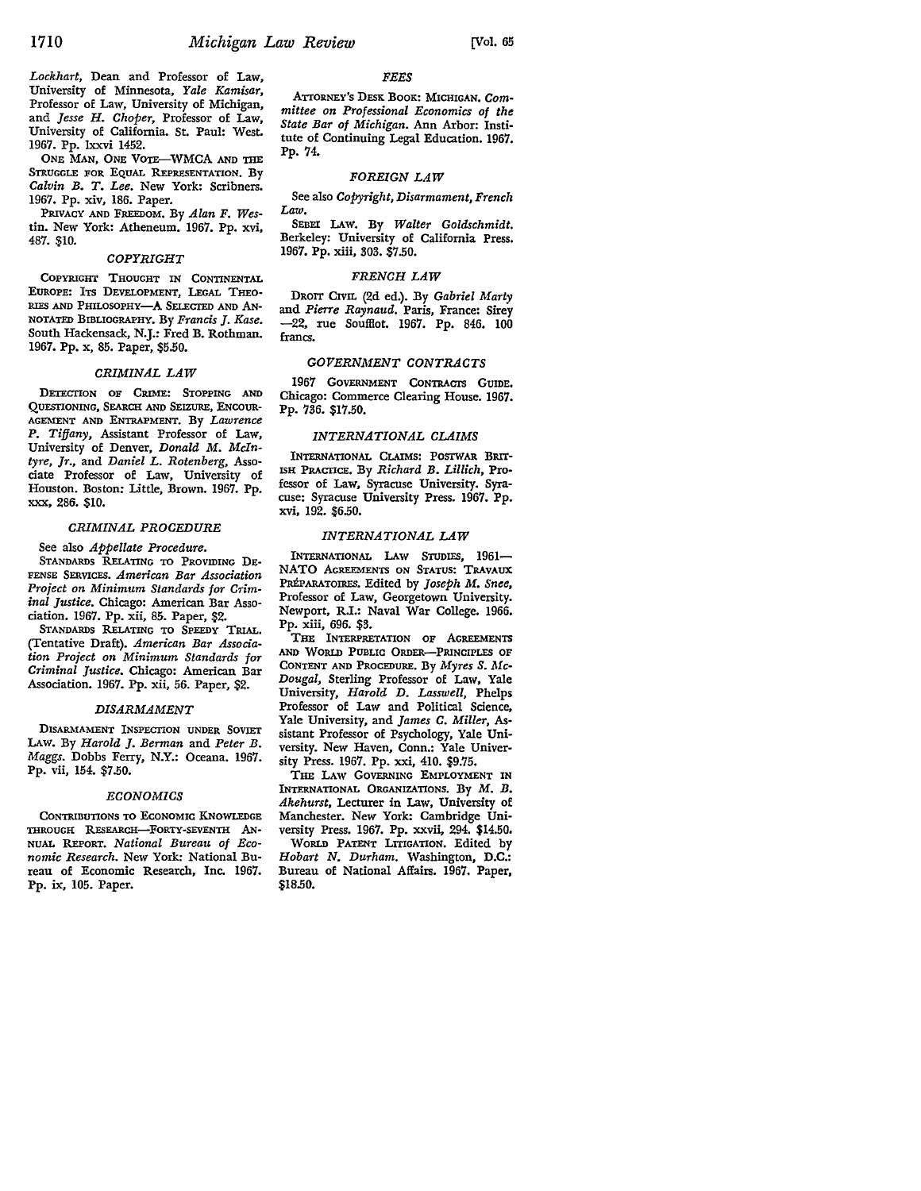*Lockhart*, Dean and Professor of Law, University of Minnesota, *Yale Kamisar*, Professor of Law, University of Michigan, and *Jesse H. Choper*, Professor of Law, University of California. St. Paul: West. 1967. Pp. lxxvi 1452.

ONE MAN, ONE VOTE—WMCA AND THE STRUGGLE FOR EQUAL REPRESENTATION. By *Calvin B. T. Lee*. New York: Scribners. 1967. Pp. xiv, 186. Paper.

PRIVACY AND FREEDOM. By *Alan F. Westin*. New York: Atheneum. 1967. Pp. xvi, 487. $10.

### *COPYRIGHT*

COPYRIGHT THOUGHT IN CONTINENTAL EUROPE: ITS DEVELOPMENT, LEGAL THEORIES AND PHILOSOPHY—A SELECTED AND ANNOTATED BIBLIOGRAPHY. By *Francis J. Kase*. South Hackensack, N.J.: Fred B. Rothman. 1967. Pp. x, 85. Paper, $5.50.

### *CRIMINAL LAW*

DETECTION OF CRIME: STOPPING AND QUESTIONING, SEARCH AND SEIZURE, ENCOURAGEMENT AND ENTRAPMENT. By *Lawrence P. Tiffany*, Assistant Professor of Law, University of Denver, *Donald M. McIntyre, Jr.*, and *Daniel L. Rotenberg*, Associate Professor of Law, University of Houston. Boston: Little, Brown. 1967. Pp. xxx, 286. $10.

### *CRIMINAL PROCEDURE*

See also *Appellate Procedure*.

STANDARDS RELATING TO PROVIDING DEFENSE SERVICES. *American Bar Association Project on Minimum Standards for Criminal Justice*. Chicago: American Bar Association. 1967. Pp. xii, 85. Paper, $2.

STANDARDS RELATING TO SPEEDY TRIAL. (Tentative Draft). *American Bar Association Project on Minimum Standards for Criminal Justice*. Chicago: American Bar Association. 1967. Pp. xii, 56. Paper, $2.

### *DISARMAMENT*

DISARMAMENT INSPECTION UNDER SOVIET LAW. By *Harold J. Berman* and *Peter B. Maggs*. Dobbs Ferry, N.Y.: Oceana. 1967. Pp. vii, 154. $7.50.

### *ECONOMICS*

CONTRIBUTIONS TO ECONOMIC KNOWLEDGE THROUGH RESEARCH—FORTY-SEVENTH ANNUAL REPORT. *National Bureau of Economic Research*. New York: National Bureau of Economic Research, Inc. 1967. Pp. ix, 105. Paper.

### *FEES*

ATTORNEY'S DESK BOOK: MICHIGAN. *Committee on Professional Economics of the State Bar of Michigan*. Ann Arbor: Institute of Continuing Legal Education. 1967. Pp. 74.

### *FOREIGN LAW*

See also *Copyright, Disarmament, French Law*.

SEBEI LAW. By *Walter Goldschmidt*. Berkeley: University of California Press. 1967. Pp. xiii, 303. $7.50.

### *FRENCH LAW*

DROIT CIVIL (2d ed.). By *Gabriel Marty* and *Pierre Raynaud*. Paris, France: Sirey —22, rue Soufflot. 1967. Pp. 846. 100 francs.

### *GOVERNMENT CONTRACTS*

1967 GOVERNMENT CONTRACTS GUIDE. Chicago: Commerce Clearing House. 1967. Pp. 736. $17.50.

### *INTERNATIONAL CLAIMS*

INTERNATIONAL CLAIMS: POSTWAR BRITISH PRACTICE. By *Richard B. Lillich*, Professor of Law, Syracuse University. Syracuse: Syracuse University Press. 1967. Pp. xvi, 192. $6.50.

### *INTERNATIONAL LAW*

INTERNATIONAL LAW STUDIES, 1961—NATO AGREEMENTS ON STATUS: TRAVAUX PRÉPARATOIRES. Edited by *Joseph M. Snee*, Professor of Law, Georgetown University. Newport, R.I.: Naval War College. 1966. Pp. xiii, 696. $3.

THE INTERPRETATION OF AGREEMENTS AND WORLD PUBLIC ORDER—PRINCIPLES OF CONTENT AND PROCEDURE. By *Myres S. McDougal*, Sterling Professor of Law, Yale University, *Harold D. Lasswell*, Phelps Professor of Law and Political Science, Yale University, and *James C. Miller*, Assistant Professor of Psychology, Yale University. New Haven, Conn.: Yale University Press. 1967. Pp. xxi, 410. $9.75.

THE LAW GOVERNING EMPLOYMENT IN INTERNATIONAL ORGANIZATIONS. By *M. B. Akehurst*, Lecturer in Law, University of Manchester. New York: Cambridge University Press. 1967. Pp. xxvii, 294. $14.50.

WORLD PATENT LITIGATION. Edited by *Hobart N. Durham*. Washington, D.C.: Bureau of National Affairs. 1967. Paper, $18.50.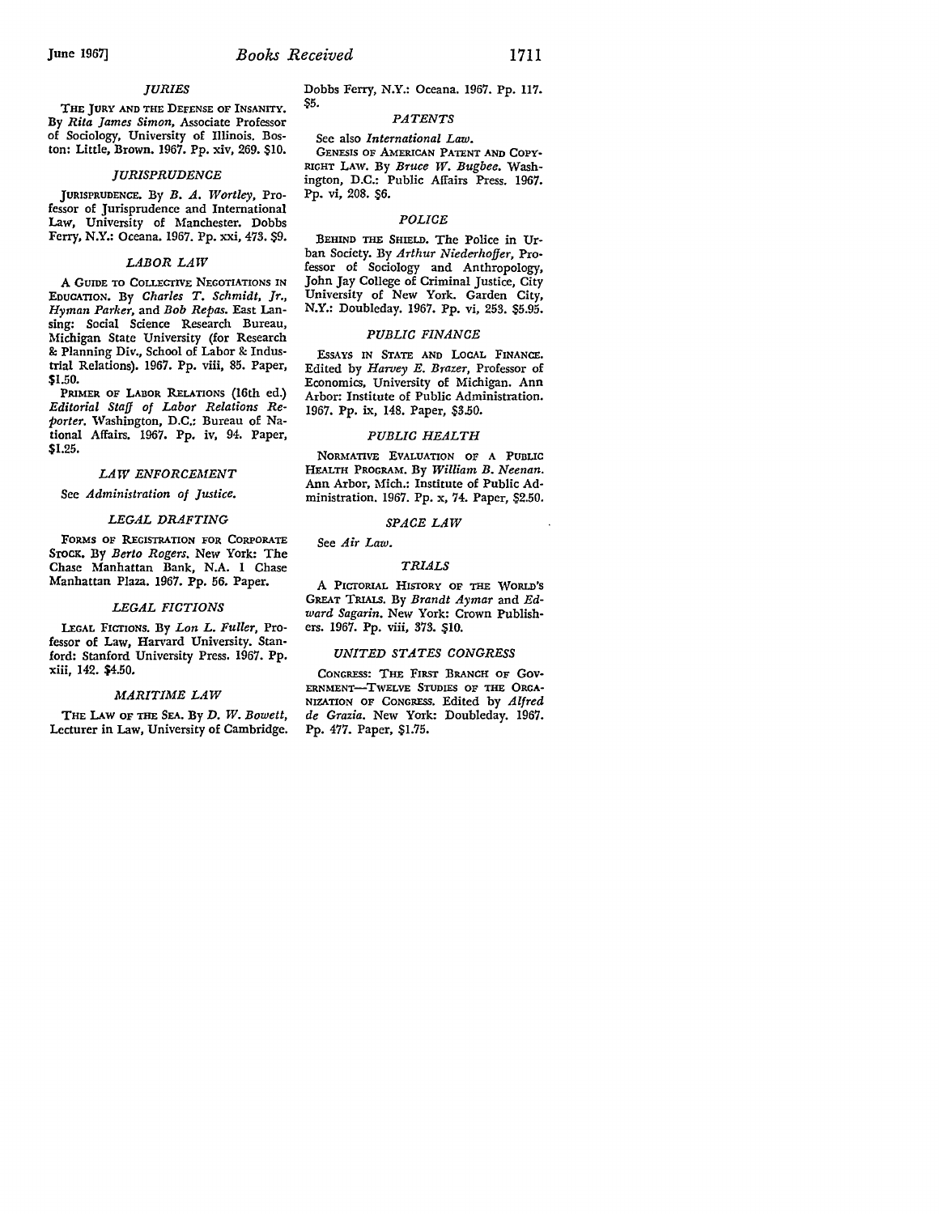### *JURIES*

THE JURY AND THE DEFENSE OF INSANITY. By *Rita James Simon*, Associate Professor of Sociology, University of Illinois. Boston: Little, Brown. 1967. Pp. xiv, 269. $10.

### *JURISPRUDENCE*

JURISPRUDENCE. By *B. A. Wortley*, Professor of Jurisprudence and International Law, University of Manchester. Dobbs Ferry, N.Y.: Oceana. 1967. Pp. xxi, 473. $9.

### *LABOR LAW*

A GUIDE TO COLLECTIVE NEGOTIATIONS IN EDUCATION. By *Charles T. Schmidt, Jr.*, *Hyman Parker*, and *Bob Repas*. East Lansing: Social Science Research Bureau, Michigan State University (for Research & Planning Div., School of Labor & Industrial Relations). 1967. Pp. viii, 85. Paper, $1.50.

PRIMER OF LABOR RELATIONS (16th ed.) *Editorial Staff of Labor Relations Reporter*. Washington, D.C.: Bureau of National Affairs. 1967. Pp. iv, 94. Paper, $1.25.

### *LAW ENFORCEMENT*

See *Administration of Justice*.

### *LEGAL DRAFTING*

FORMS OF REGISTRATION FOR CORPORATE STOCK. By *Berto Rogers*. New York: The Chase Manhattan Bank, N.A. 1 Chase Manhattan Plaza. 1967. Pp. 56. Paper.

### *LEGAL FICTIONS*

LEGAL FICTIONS. By *Lon L. Fuller*, Professor of Law, Harvard University. Stanford: Stanford University Press. 1967. Pp. xiii, 142. $4.50.

### *MARITIME LAW*

THE LAW OF THE SEA. By *D. W. Bowett*, Lecturer in Law, University of Cambridge. Dobbs Ferry, N.Y.: Oceana. 1967. Pp. 117. $5.

### *PATENTS*

See also *International Law*.

GENESIS OF AMERICAN PATENT AND COPYRIGHT LAW. By *Bruce W. Bugbee*. Washington, D.C.: Public Affairs Press. 1967. Pp. vi, 208. $6.

### *POLICE*

BEHIND THE SHIELD. The Police in Urban Society. By *Arthur Niederhoffer*, Professor of Sociology and Anthropology, John Jay College of Criminal Justice, City University of New York. Garden City, N.Y.: Doubleday. 1967. Pp. vi, 253. $5.95.

### *PUBLIC FINANCE*

ESSAYS IN STATE AND LOCAL FINANCE. Edited by *Harvey E. Brazer*, Professor of Economics, University of Michigan. Ann Arbor: Institute of Public Administration. 1967. Pp. ix, 148. Paper, $3.50.

### *PUBLIC HEALTH*

NORMATIVE EVALUATION OF A PUBLIC HEALTH PROGRAM. By *William B. Neenan*. Ann Arbor, Mich.: Institute of Public Administration. 1967. Pp. x, 74. Paper, $2.50.

### *SPACE LAW*

See *Air Law*.

### *TRIALS*

A PICTORIAL HISTORY OF THE WORLD'S GREAT TRIALS. By *Brandt Aymar* and *Edward Sagarin*. New York: Crown Publishers. 1967. Pp. viii, 373. $10.

### *UNITED STATES CONGRESS*

CONGRESS: THE FIRST BRANCH OF GOVERNMENT—TWELVE STUDIES OF THE ORGANIZATION OF CONGRESS. Edited by *Alfred de Grazia*. New York: Doubleday. 1967. Pp. 477. Paper, $1.75.